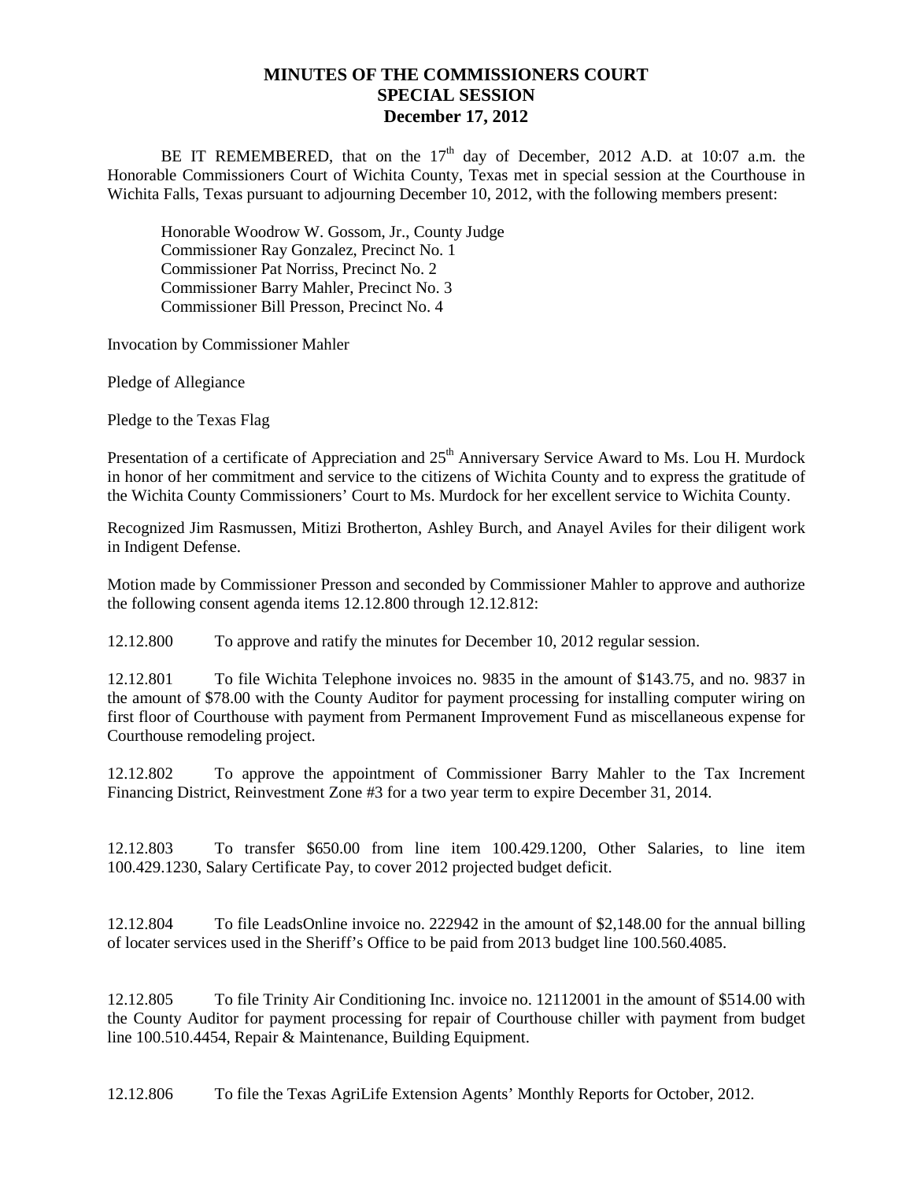# MINUTES OF THE COMMISSIONERS COURT
## SPECIAL SESSION
## December 17, 2012

BE IT REMEMBERED, that on the 17th day of December, 2012 A.D. at 10:07 a.m. the Honorable Commissioners Court of Wichita County, Texas met in special session at the Courthouse in Wichita Falls, Texas pursuant to adjourning December 10, 2012, with the following members present:

Honorable Woodrow W. Gossom, Jr., County Judge
Commissioner Ray Gonzalez, Precinct No. 1
Commissioner Pat Norriss, Precinct No. 2
Commissioner Barry Mahler, Precinct No. 3
Commissioner Bill Presson, Precinct No. 4

Invocation by Commissioner Mahler

Pledge of Allegiance

Pledge to the Texas Flag

Presentation of a certificate of Appreciation and 25th Anniversary Service Award to Ms. Lou H. Murdock in honor of her commitment and service to the citizens of Wichita County and to express the gratitude of the Wichita County Commissioners' Court to Ms. Murdock for her excellent service to Wichita County.

Recognized Jim Rasmussen, Mitizi Brotherton, Ashley Burch, and Anayel Aviles for their diligent work in Indigent Defense.

Motion made by Commissioner Presson and seconded by Commissioner Mahler to approve and authorize the following consent agenda items 12.12.800 through 12.12.812:

12.12.800 To approve and ratify the minutes for December 10, 2012 regular session.

12.12.801 To file Wichita Telephone invoices no. 9835 in the amount of $143.75, and no. 9837 in the amount of $78.00 with the County Auditor for payment processing for installing computer wiring on first floor of Courthouse with payment from Permanent Improvement Fund as miscellaneous expense for Courthouse remodeling project.

12.12.802 To approve the appointment of Commissioner Barry Mahler to the Tax Increment Financing District, Reinvestment Zone #3 for a two year term to expire December 31, 2014.

12.12.803 To transfer $650.00 from line item 100.429.1200, Other Salaries, to line item 100.429.1230, Salary Certificate Pay, to cover 2012 projected budget deficit.

12.12.804 To file LeadsOnline invoice no. 222942 in the amount of $2,148.00 for the annual billing of locater services used in the Sheriff's Office to be paid from 2013 budget line 100.560.4085.

12.12.805 To file Trinity Air Conditioning Inc. invoice no. 12112001 in the amount of $514.00 with the County Auditor for payment processing for repair of Courthouse chiller with payment from budget line 100.510.4454, Repair & Maintenance, Building Equipment.

12.12.806 To file the Texas AgriLife Extension Agents' Monthly Reports for October, 2012.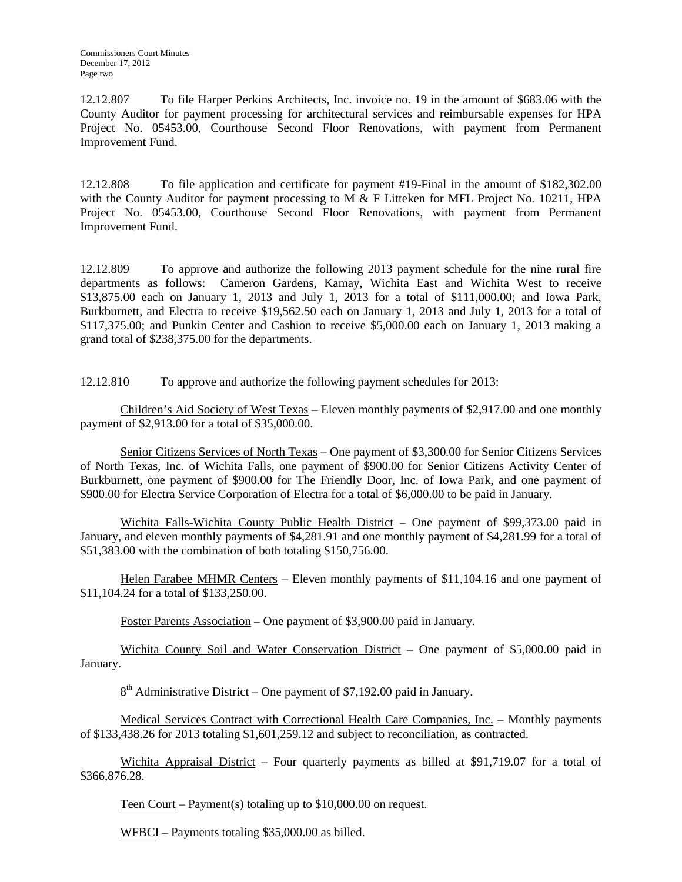12.12.807 To file Harper Perkins Architects, Inc. invoice no. 19 in the amount of $683.06 with the County Auditor for payment processing for architectural services and reimbursable expenses for HPA Project No. 05453.00, Courthouse Second Floor Renovations, with payment from Permanent Improvement Fund.

12.12.808 To file application and certificate for payment #19-Final in the amount of $182,302.00 with the County Auditor for payment processing to M & F Litteken for MFL Project No. 10211, HPA Project No. 05453.00, Courthouse Second Floor Renovations, with payment from Permanent Improvement Fund.

12.12.809 To approve and authorize the following 2013 payment schedule for the nine rural fire departments as follows: Cameron Gardens, Kamay, Wichita East and Wichita West to receive $13,875.00 each on January 1, 2013 and July 1, 2013 for a total of $111,000.00; and Iowa Park, Burkburnett, and Electra to receive $19,562.50 each on January 1, 2013 and July 1, 2013 for a total of $117,375.00; and Punkin Center and Cashion to receive $5,000.00 each on January 1, 2013 making a grand total of $238,375.00 for the departments.

12.12.810 To approve and authorize the following payment schedules for 2013:

Children's Aid Society of West Texas – Eleven monthly payments of $2,917.00 and one monthly payment of $2,913.00 for a total of $35,000.00.

Senior Citizens Services of North Texas – One payment of $3,300.00 for Senior Citizens Services of North Texas, Inc. of Wichita Falls, one payment of $900.00 for Senior Citizens Activity Center of Burkburnett, one payment of $900.00 for The Friendly Door, Inc. of Iowa Park, and one payment of $900.00 for Electra Service Corporation of Electra for a total of $6,000.00 to be paid in January.

Wichita Falls-Wichita County Public Health District – One payment of $99,373.00 paid in January, and eleven monthly payments of $4,281.91 and one monthly payment of $4,281.99 for a total of $51,383.00 with the combination of both totaling $150,756.00.

Helen Farabee MHMR Centers – Eleven monthly payments of $11,104.16 and one payment of $11,104.24 for a total of $133,250.00.

Foster Parents Association – One payment of $3,900.00 paid in January.

Wichita County Soil and Water Conservation District – One payment of $5,000.00 paid in January.

8th Administrative District – One payment of $7,192.00 paid in January.

Medical Services Contract with Correctional Health Care Companies, Inc. – Monthly payments of $133,438.26 for 2013 totaling $1,601,259.12 and subject to reconciliation, as contracted.

Wichita Appraisal District – Four quarterly payments as billed at $91,719.07 for a total of $366,876.28.

Teen Court – Payment(s) totaling up to $10,000.00 on request.

WFBCI – Payments totaling $35,000.00 as billed.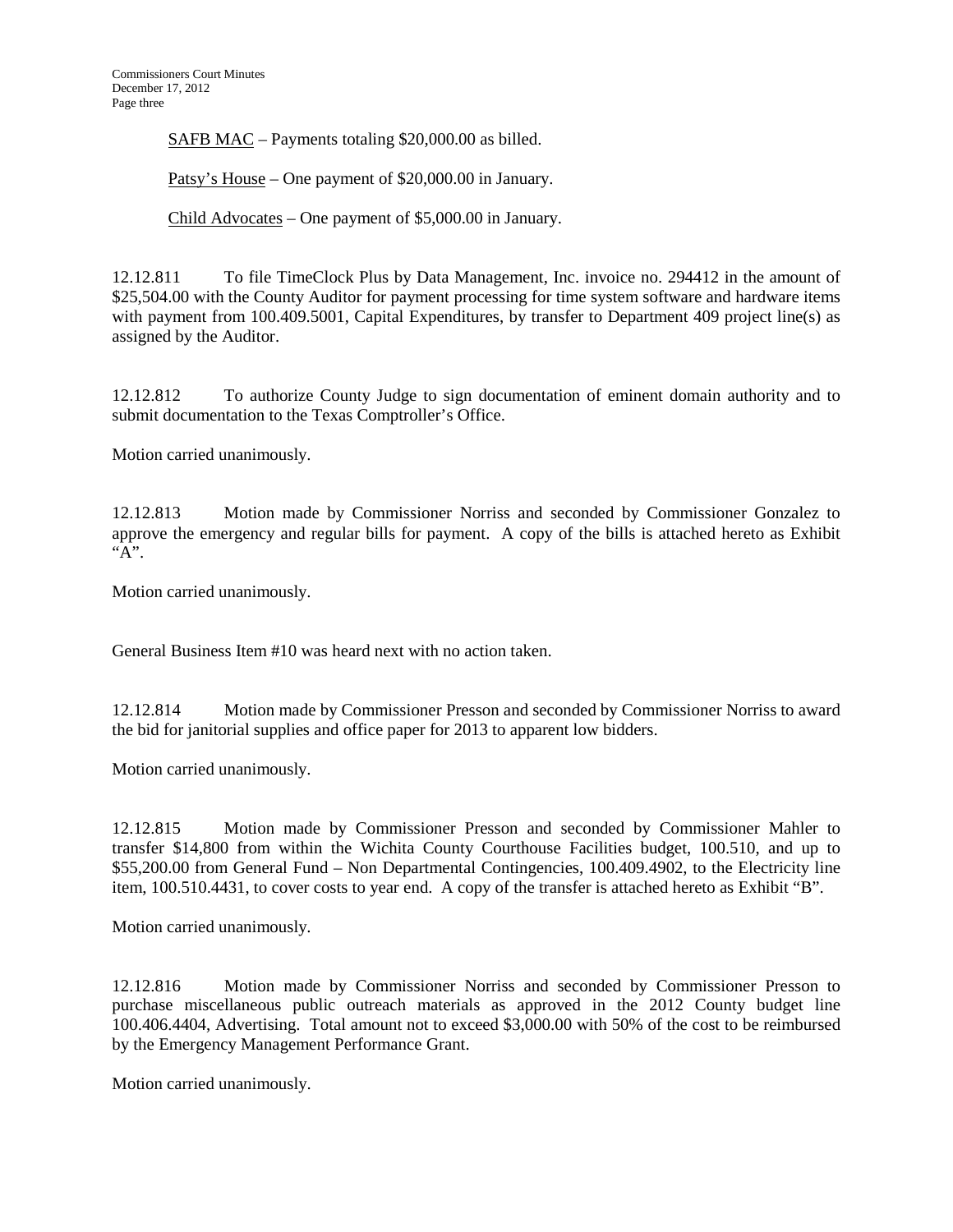<u>SAFB MAC</u> – Payments totaling $20,000.00 as billed.

<u>Patsy's House</u> – One payment of $20,000.00 in January.

<u>Child Advocates</u> – One payment of $5,000.00 in January.

12.12.811 To file TimeClock Plus by Data Management, Inc. invoice no. 294412 in the amount of $25,504.00 with the County Auditor for payment processing for time system software and hardware items with payment from 100.409.5001, Capital Expenditures, by transfer to Department 409 project line(s) as assigned by the Auditor.

12.12.812 To authorize County Judge to sign documentation of eminent domain authority and to submit documentation to the Texas Comptroller's Office.

Motion carried unanimously.

12.12.813 Motion made by Commissioner Norriss and seconded by Commissioner Gonzalez to approve the emergency and regular bills for payment. A copy of the bills is attached hereto as Exhibit "A".

Motion carried unanimously.

General Business Item #10 was heard next with no action taken.

12.12.814 Motion made by Commissioner Presson and seconded by Commissioner Norriss to award the bid for janitorial supplies and office paper for 2013 to apparent low bidders.

Motion carried unanimously.

12.12.815 Motion made by Commissioner Presson and seconded by Commissioner Mahler to transfer $14,800 from within the Wichita County Courthouse Facilities budget, 100.510, and up to $55,200.00 from General Fund – Non Departmental Contingencies, 100.409.4902, to the Electricity line item, 100.510.4431, to cover costs to year end. A copy of the transfer is attached hereto as Exhibit "B".

Motion carried unanimously.

12.12.816 Motion made by Commissioner Norriss and seconded by Commissioner Presson to purchase miscellaneous public outreach materials as approved in the 2012 County budget line 100.406.4404, Advertising. Total amount not to exceed $3,000.00 with 50% of the cost to be reimbursed by the Emergency Management Performance Grant.

Motion carried unanimously.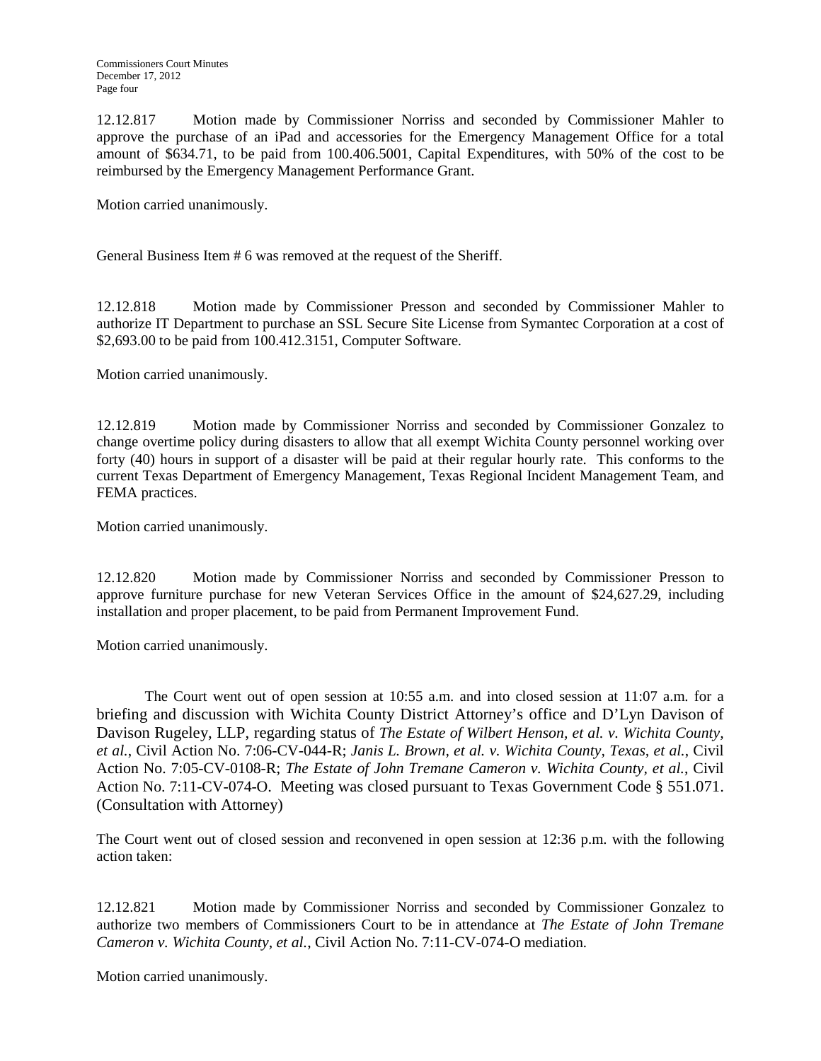12.12.817 Motion made by Commissioner Norriss and seconded by Commissioner Mahler to approve the purchase of an iPad and accessories for the Emergency Management Office for a total amount of $634.71, to be paid from 100.406.5001, Capital Expenditures, with 50% of the cost to be reimbursed by the Emergency Management Performance Grant.

Motion carried unanimously.

General Business Item # 6 was removed at the request of the Sheriff.

12.12.818 Motion made by Commissioner Presson and seconded by Commissioner Mahler to authorize IT Department to purchase an SSL Secure Site License from Symantec Corporation at a cost of $2,693.00 to be paid from 100.412.3151, Computer Software.

Motion carried unanimously.

12.12.819 Motion made by Commissioner Norriss and seconded by Commissioner Gonzalez to change overtime policy during disasters to allow that all exempt Wichita County personnel working over forty (40) hours in support of a disaster will be paid at their regular hourly rate. This conforms to the current Texas Department of Emergency Management, Texas Regional Incident Management Team, and FEMA practices.

Motion carried unanimously.

12.12.820 Motion made by Commissioner Norriss and seconded by Commissioner Presson to approve furniture purchase for new Veteran Services Office in the amount of $24,627.29, including installation and proper placement, to be paid from Permanent Improvement Fund.

Motion carried unanimously.

The Court went out of open session at 10:55 a.m. and into closed session at 11:07 a.m. for a briefing and discussion with Wichita County District Attorney's office and D'Lyn Davison of Davison Rugeley, LLP, regarding status of *The Estate of Wilbert Henson, et al. v. Wichita County, et al.*, Civil Action No. 7:06-CV-044-R; *Janis L. Brown, et al. v. Wichita County, Texas, et al.*, Civil Action No. 7:05-CV-0108-R; *The Estate of John Tremane Cameron v. Wichita County, et al.*, Civil Action No. 7:11-CV-074-O. Meeting was closed pursuant to Texas Government Code § 551.071. (Consultation with Attorney)

The Court went out of closed session and reconvened in open session at 12:36 p.m. with the following action taken:

12.12.821 Motion made by Commissioner Norriss and seconded by Commissioner Gonzalez to authorize two members of Commissioners Court to be in attendance at *The Estate of John Tremane Cameron v. Wichita County, et al.*, Civil Action No. 7:11-CV-074-O mediation.

Motion carried unanimously.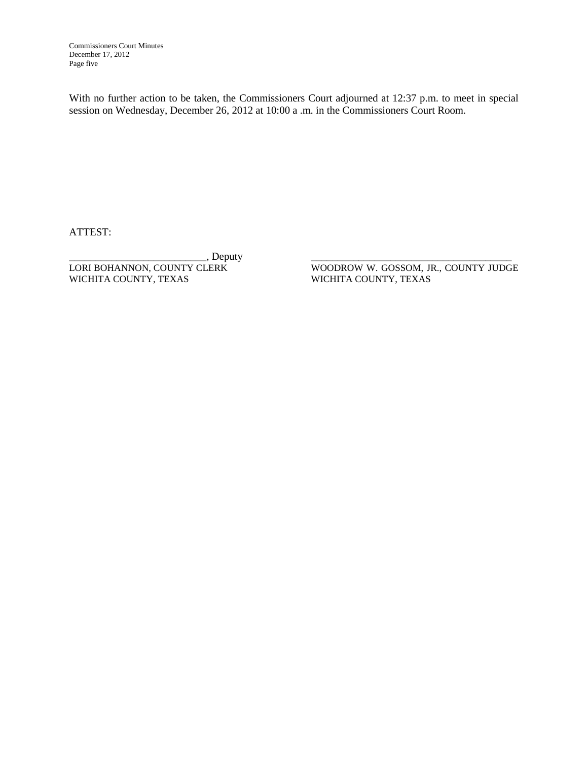With no further action to be taken, the Commissioners Court adjourned at 12:37 p.m. to meet in special session on Wednesday, December 26, 2012 at 10:00 a .m. in the Commissioners Court Room.

ATTEST:

| | |
|---|---|
| __________________________, Deputy | ________________________________________ |
| LORI BOHANNON, COUNTY CLERK | WOODROW W. GOSSOM, JR., COUNTY JUDGE |
| WICHITA COUNTY, TEXAS | WICHITA COUNTY, TEXAS |